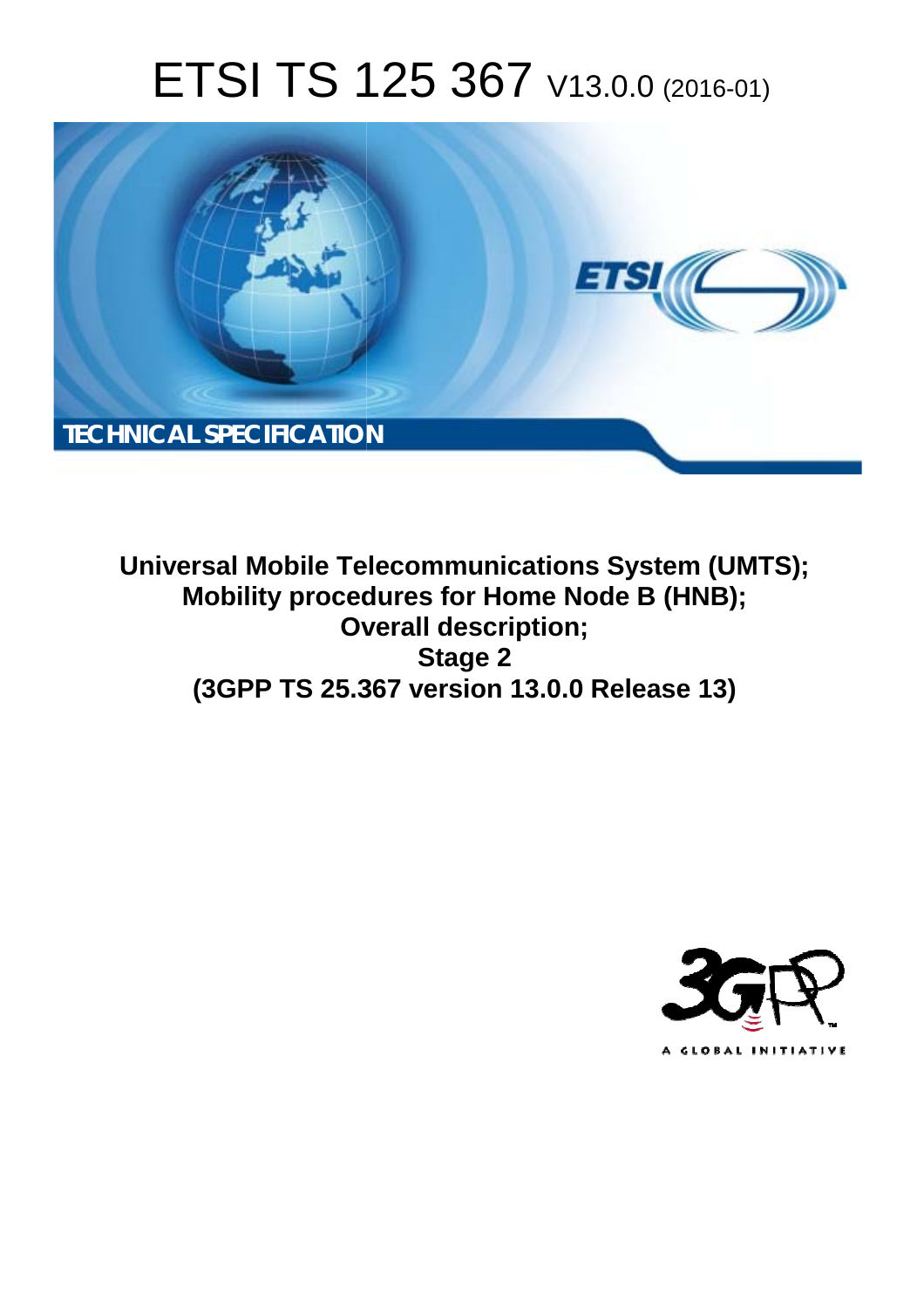# ETSI TS 125 367 V13.0.0 (2016-01)

TECHNICAL SPECIFICATION

**Universal Mobile Telecommunications System (UMTS); Mobility procedures for Home Node B (HNB); Overall description; Stage 2 (3GPP TS 25.367 version 13.0.0 Release 13)**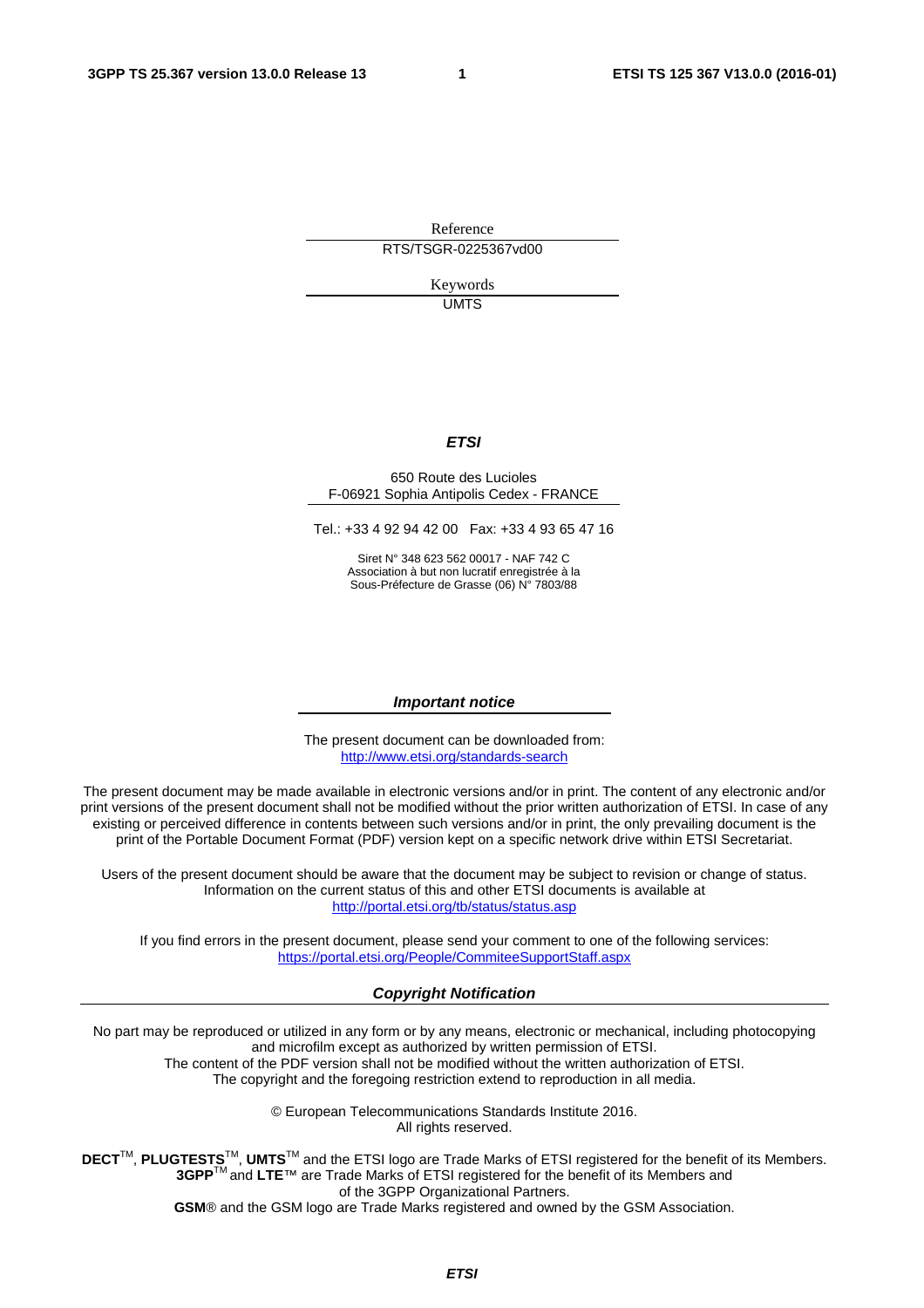Reference

RTS/TSGR-0225367vd00

Keywords

UMTS

***ETSI***

650 Route des Lucioles
F-06921 Sophia Antipolis Cedex - FRANCE

Tel.: +33 4 92 94 42 00 Fax: +33 4 93 65 47 16

Siret N° 348 623 562 00017 - NAF 742 C
Association à but non lucratif enregistrée à la
Sous-Préfecture de Grasse (06) N° 7803/88

***Important notice***

The present document can be downloaded from:
http://www.etsi.org/standards-search

The present document may be made available in electronic versions and/or in print. The content of any electronic and/or print versions of the present document shall not be modified without the prior written authorization of ETSI. In case of any existing or perceived difference in contents between such versions and/or in print, the only prevailing document is the print of the Portable Document Format (PDF) version kept on a specific network drive within ETSI Secretariat.

Users of the present document should be aware that the document may be subject to revision or change of status. Information on the current status of this and other ETSI documents is available at
http://portal.etsi.org/tb/status/status.asp

If you find errors in the present document, please send your comment to one of the following services:
https://portal.etsi.org/People/CommiteeSupportStaff.aspx

***Copyright Notification***

No part may be reproduced or utilized in any form or by any means, electronic or mechanical, including photocopying and microfilm except as authorized by written permission of ETSI.
The content of the PDF version shall not be modified without the written authorization of ETSI.
The copyright and the foregoing restriction extend to reproduction in all media.

© European Telecommunications Standards Institute 2016.
All rights reserved.

**DECT**™, **PLUGTESTS**™, **UMTS**™ and the ETSI logo are Trade Marks of ETSI registered for the benefit of its Members.
**3GPP**™ and **LTE**™ are Trade Marks of ETSI registered for the benefit of its Members and of the 3GPP Organizational Partners.
**GSM**® and the GSM logo are Trade Marks registered and owned by the GSM Association.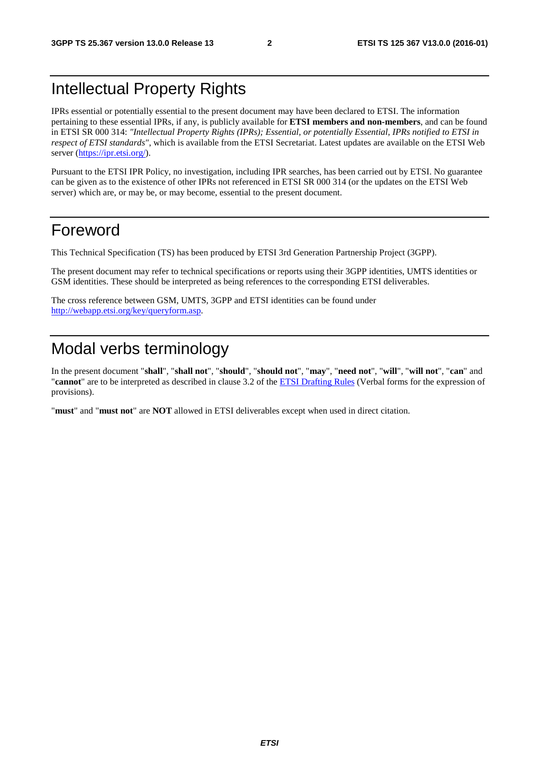# Intellectual Property Rights

IPRs essential or potentially essential to the present document may have been declared to ETSI. The information pertaining to these essential IPRs, if any, is publicly available for **ETSI members and non-members**, and can be found in ETSI SR 000 314: *"Intellectual Property Rights (IPRs); Essential, or potentially Essential, IPRs notified to ETSI in respect of ETSI standards"*, which is available from the ETSI Secretariat. Latest updates are available on the ETSI Web server (https://ipr.etsi.org/).

Pursuant to the ETSI IPR Policy, no investigation, including IPR searches, has been carried out by ETSI. No guarantee can be given as to the existence of other IPRs not referenced in ETSI SR 000 314 (or the updates on the ETSI Web server) which are, or may be, or may become, essential to the present document.

# Foreword

This Technical Specification (TS) has been produced by ETSI 3rd Generation Partnership Project (3GPP).

The present document may refer to technical specifications or reports using their 3GPP identities, UMTS identities or GSM identities. These should be interpreted as being references to the corresponding ETSI deliverables.

The cross reference between GSM, UMTS, 3GPP and ETSI identities can be found under http://webapp.etsi.org/key/queryform.asp.

# Modal verbs terminology

In the present document "**shall**", "**shall not**", "**should**", "**should not**", "**may**", "**need not**", "**will**", "**will not**", "**can**" and "**cannot**" are to be interpreted as described in clause 3.2 of the ETSI Drafting Rules (Verbal forms for the expression of provisions).

"**must**" and "**must not**" are **NOT** allowed in ETSI deliverables except when used in direct citation.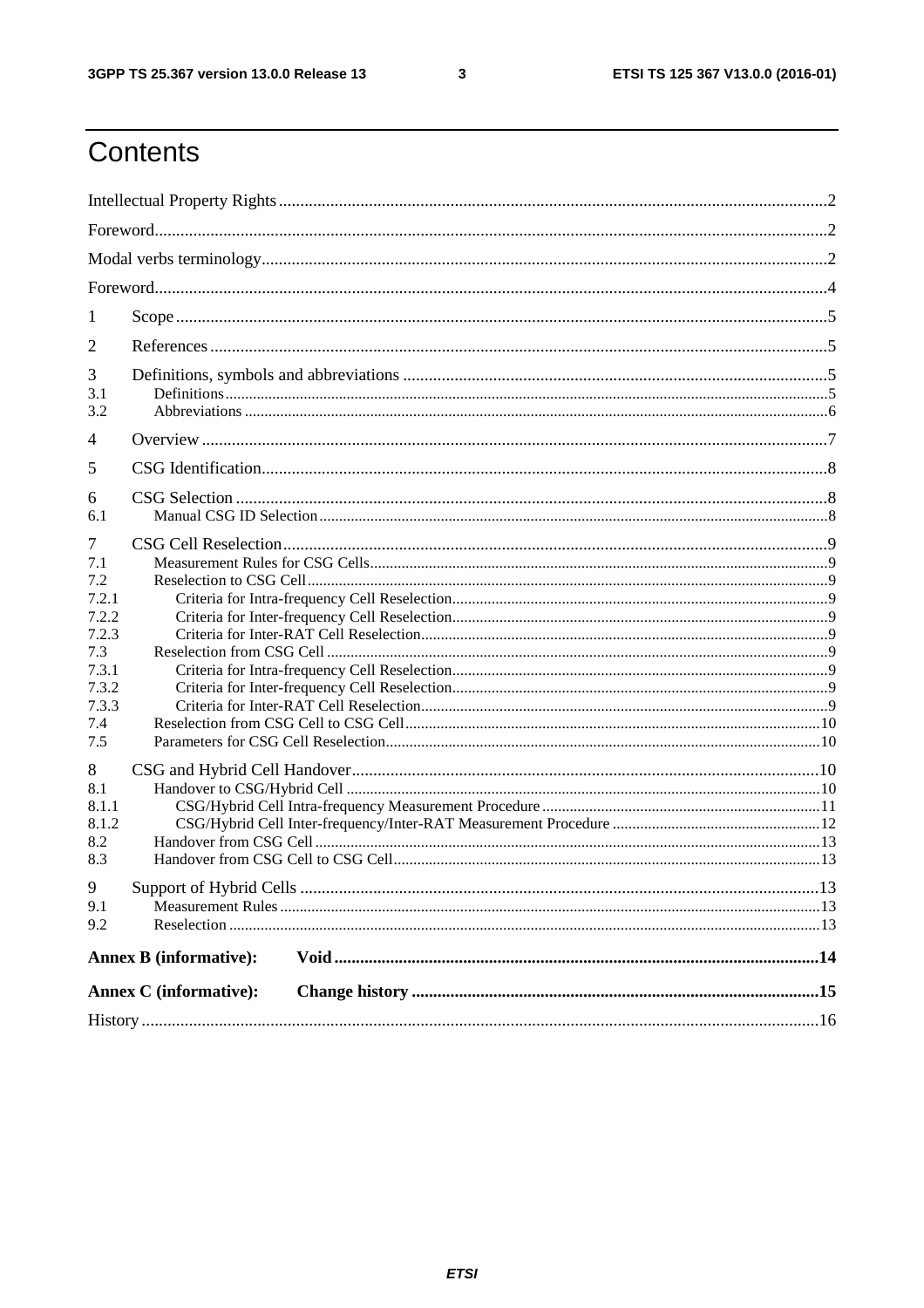# Contents

Intellectual Property Rights ..... 2

Foreword ..... 2

Modal verbs terminology ..... 2

Foreword ..... 4

1 Scope ..... 5

2 References ..... 5

3 Definitions, symbols and abbreviations ..... 5

3.1 Definitions ..... 5

3.2 Abbreviations ..... 6

4 Overview ..... 7

5 CSG Identification ..... 8

6 CSG Selection ..... 8

6.1 Manual CSG ID Selection ..... 8

7 CSG Cell Reselection ..... 9

7.1 Measurement Rules for CSG Cells ..... 9

7.2 Reselection to CSG Cell ..... 9

7.2.1 Criteria for Intra-frequency Cell Reselection ..... 9

7.2.2 Criteria for Inter-frequency Cell Reselection ..... 9

7.2.3 Criteria for Inter-RAT Cell Reselection ..... 9

7.3 Reselection from CSG Cell ..... 9

7.3.1 Criteria for Intra-frequency Cell Reselection ..... 9

7.3.2 Criteria for Inter-frequency Cell Reselection ..... 9

7.3.3 Criteria for Inter-RAT Cell Reselection ..... 9

7.4 Reselection from CSG Cell to CSG Cell ..... 10

7.5 Parameters for CSG Cell Reselection ..... 10

8 CSG and Hybrid Cell Handover ..... 10

8.1 Handover to CSG/Hybrid Cell ..... 10

8.1.1 CSG/Hybrid Cell Intra-frequency Measurement Procedure ..... 11

8.1.2 CSG/Hybrid Cell Inter-frequency/Inter-RAT Measurement Procedure ..... 12

8.2 Handover from CSG Cell ..... 13

8.3 Handover from CSG Cell to CSG Cell ..... 13

9 Support of Hybrid Cells ..... 13

9.1 Measurement Rules ..... 13

9.2 Reselection ..... 13

**Annex B (informative): Void ..... 14**

**Annex C (informative): Change history ..... 15**

History ..... 16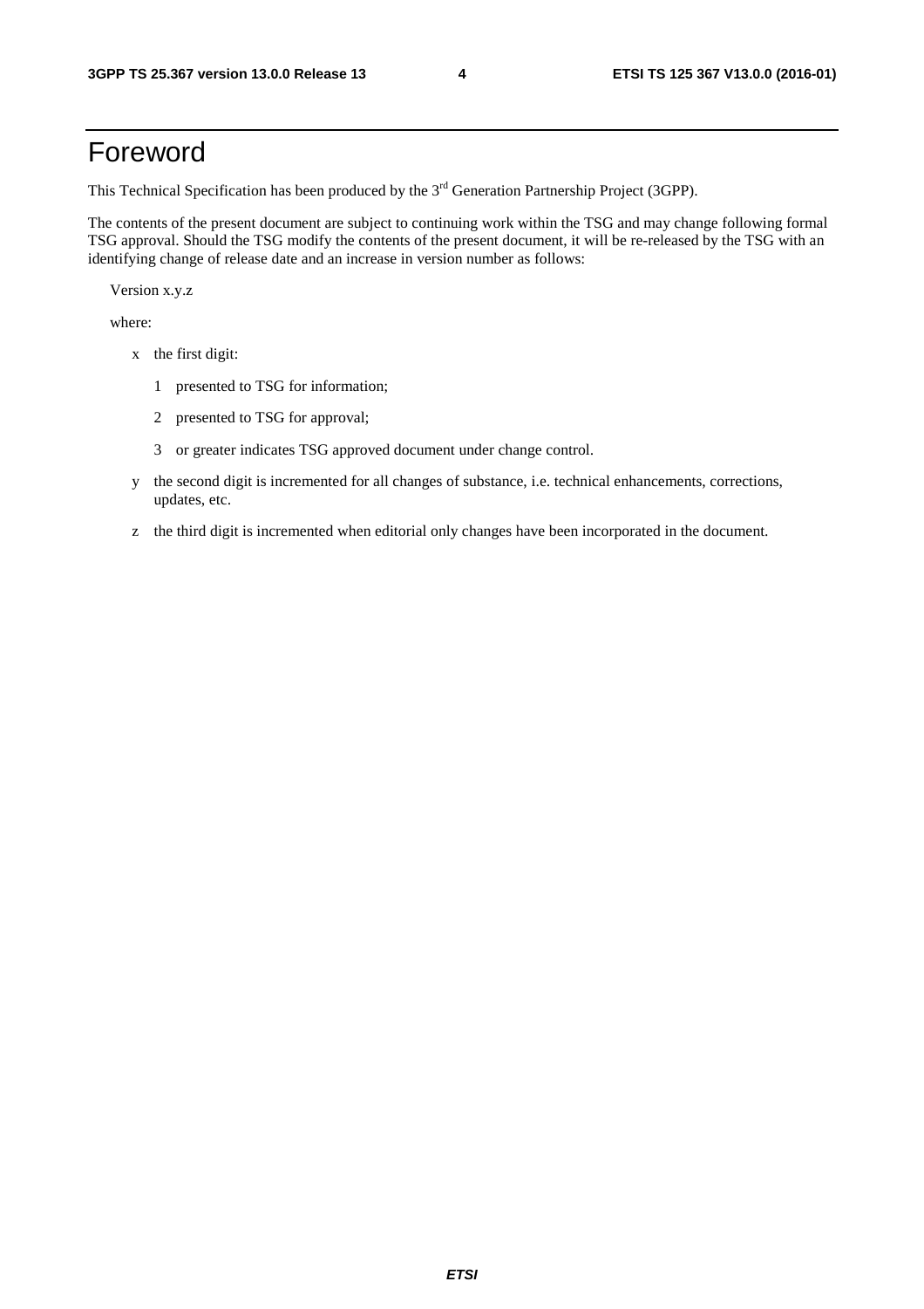# Foreword

This Technical Specification has been produced by the 3rd Generation Partnership Project (3GPP).

The contents of the present document are subject to continuing work within the TSG and may change following formal TSG approval. Should the TSG modify the contents of the present document, it will be re-released by the TSG with an identifying change of release date and an increase in version number as follows:

Version x.y.z

where:

- x the first digit:
  - 1 presented to TSG for information;
  - 2 presented to TSG for approval;
  - 3 or greater indicates TSG approved document under change control.
- y the second digit is incremented for all changes of substance, i.e. technical enhancements, corrections, updates, etc.
- z the third digit is incremented when editorial only changes have been incorporated in the document.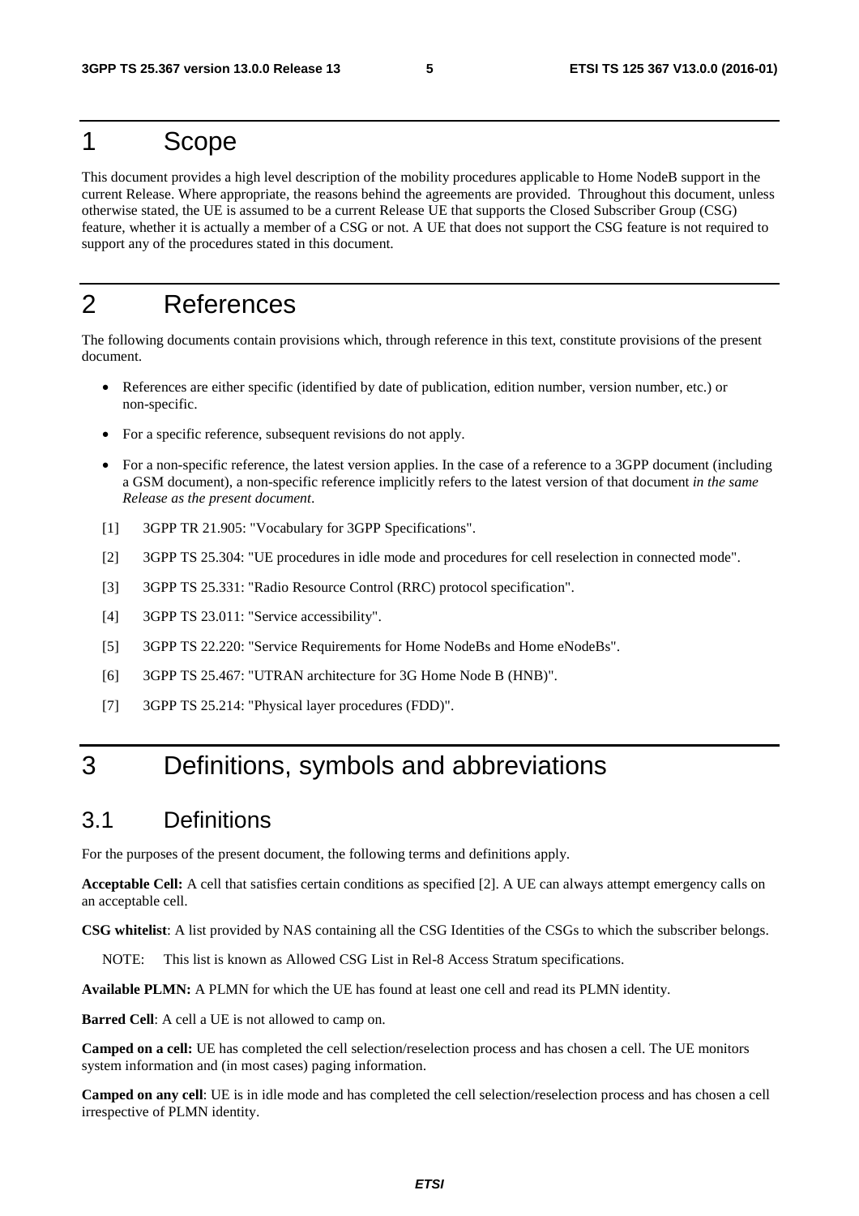# 1 Scope

This document provides a high level description of the mobility procedures applicable to Home NodeB support in the current Release. Where appropriate, the reasons behind the agreements are provided. Throughout this document, unless otherwise stated, the UE is assumed to be a current Release UE that supports the Closed Subscriber Group (CSG) feature, whether it is actually a member of a CSG or not. A UE that does not support the CSG feature is not required to support any of the procedures stated in this document.

# 2 References

The following documents contain provisions which, through reference in this text, constitute provisions of the present document.

- References are either specific (identified by date of publication, edition number, version number, etc.) or non-specific.
- For a specific reference, subsequent revisions do not apply.
- For a non-specific reference, the latest version applies. In the case of a reference to a 3GPP document (including a GSM document), a non-specific reference implicitly refers to the latest version of that document *in the same Release as the present document*.

[1] 3GPP TR 21.905: "Vocabulary for 3GPP Specifications".

[2] 3GPP TS 25.304: "UE procedures in idle mode and procedures for cell reselection in connected mode".

[3] 3GPP TS 25.331: "Radio Resource Control (RRC) protocol specification".

[4] 3GPP TS 23.011: "Service accessibility".

[5] 3GPP TS 22.220: "Service Requirements for Home NodeBs and Home eNodeBs".

[6] 3GPP TS 25.467: "UTRAN architecture for 3G Home Node B (HNB)".

[7] 3GPP TS 25.214: "Physical layer procedures (FDD)".

# 3 Definitions, symbols and abbreviations

## 3.1 Definitions

For the purposes of the present document, the following terms and definitions apply.

**Acceptable Cell:** A cell that satisfies certain conditions as specified [2]. A UE can always attempt emergency calls on an acceptable cell.

**CSG whitelist**: A list provided by NAS containing all the CSG Identities of the CSGs to which the subscriber belongs.

NOTE: This list is known as Allowed CSG List in Rel-8 Access Stratum specifications.

**Available PLMN:** A PLMN for which the UE has found at least one cell and read its PLMN identity.

**Barred Cell**: A cell a UE is not allowed to camp on.

**Camped on a cell:** UE has completed the cell selection/reselection process and has chosen a cell. The UE monitors system information and (in most cases) paging information.

**Camped on any cell**: UE is in idle mode and has completed the cell selection/reselection process and has chosen a cell irrespective of PLMN identity.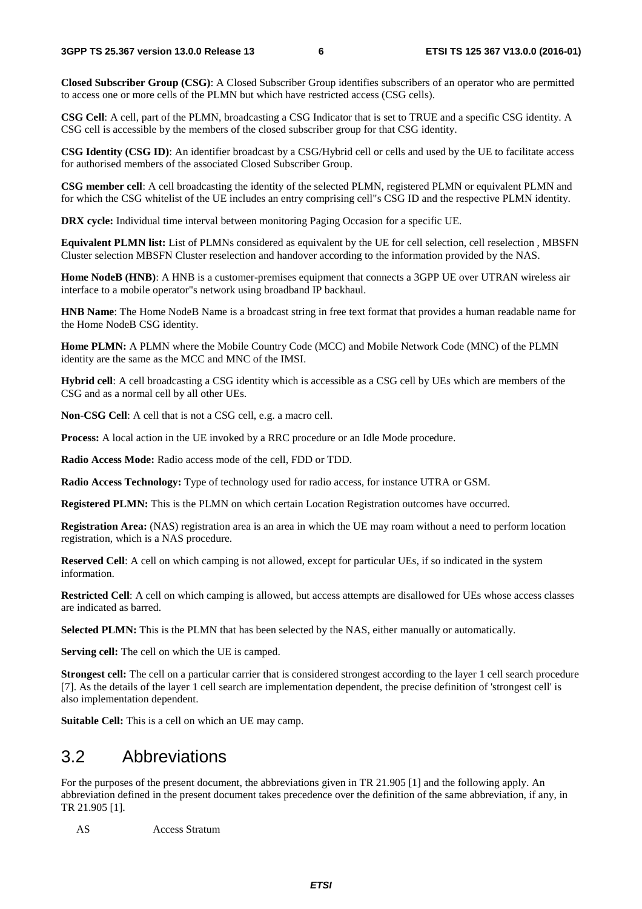**Closed Subscriber Group (CSG)**: A Closed Subscriber Group identifies subscribers of an operator who are permitted to access one or more cells of the PLMN but which have restricted access (CSG cells).

**CSG Cell**: A cell, part of the PLMN, broadcasting a CSG Indicator that is set to TRUE and a specific CSG identity. A CSG cell is accessible by the members of the closed subscriber group for that CSG identity.

**CSG Identity (CSG ID)**: An identifier broadcast by a CSG/Hybrid cell or cells and used by the UE to facilitate access for authorised members of the associated Closed Subscriber Group.

**CSG member cell**: A cell broadcasting the identity of the selected PLMN, registered PLMN or equivalent PLMN and for which the CSG whitelist of the UE includes an entry comprising cell"s CSG ID and the respective PLMN identity.

**DRX cycle:** Individual time interval between monitoring Paging Occasion for a specific UE.

**Equivalent PLMN list:** List of PLMNs considered as equivalent by the UE for cell selection, cell reselection , MBSFN Cluster selection MBSFN Cluster reselection and handover according to the information provided by the NAS.

**Home NodeB (HNB)**: A HNB is a customer-premises equipment that connects a 3GPP UE over UTRAN wireless air interface to a mobile operator"s network using broadband IP backhaul.

**HNB Name**: The Home NodeB Name is a broadcast string in free text format that provides a human readable name for the Home NodeB CSG identity.

**Home PLMN:** A PLMN where the Mobile Country Code (MCC) and Mobile Network Code (MNC) of the PLMN identity are the same as the MCC and MNC of the IMSI.

**Hybrid cell**: A cell broadcasting a CSG identity which is accessible as a CSG cell by UEs which are members of the CSG and as a normal cell by all other UEs.

**Non-CSG Cell**: A cell that is not a CSG cell, e.g. a macro cell.

**Process:** A local action in the UE invoked by a RRC procedure or an Idle Mode procedure.

**Radio Access Mode:** Radio access mode of the cell, FDD or TDD.

**Radio Access Technology:** Type of technology used for radio access, for instance UTRA or GSM.

**Registered PLMN:** This is the PLMN on which certain Location Registration outcomes have occurred.

**Registration Area:** (NAS) registration area is an area in which the UE may roam without a need to perform location registration, which is a NAS procedure.

**Reserved Cell**: A cell on which camping is not allowed, except for particular UEs, if so indicated in the system information.

**Restricted Cell**: A cell on which camping is allowed, but access attempts are disallowed for UEs whose access classes are indicated as barred.

**Selected PLMN:** This is the PLMN that has been selected by the NAS, either manually or automatically.

**Serving cell:** The cell on which the UE is camped.

**Strongest cell:** The cell on a particular carrier that is considered strongest according to the layer 1 cell search procedure [7]. As the details of the layer 1 cell search are implementation dependent, the precise definition of 'strongest cell' is also implementation dependent.

**Suitable Cell:** This is a cell on which an UE may camp.

## 3.2 Abbreviations

For the purposes of the present document, the abbreviations given in TR 21.905 [1] and the following apply. An abbreviation defined in the present document takes precedence over the definition of the same abbreviation, if any, in TR 21.905 [1].

AS Access Stratum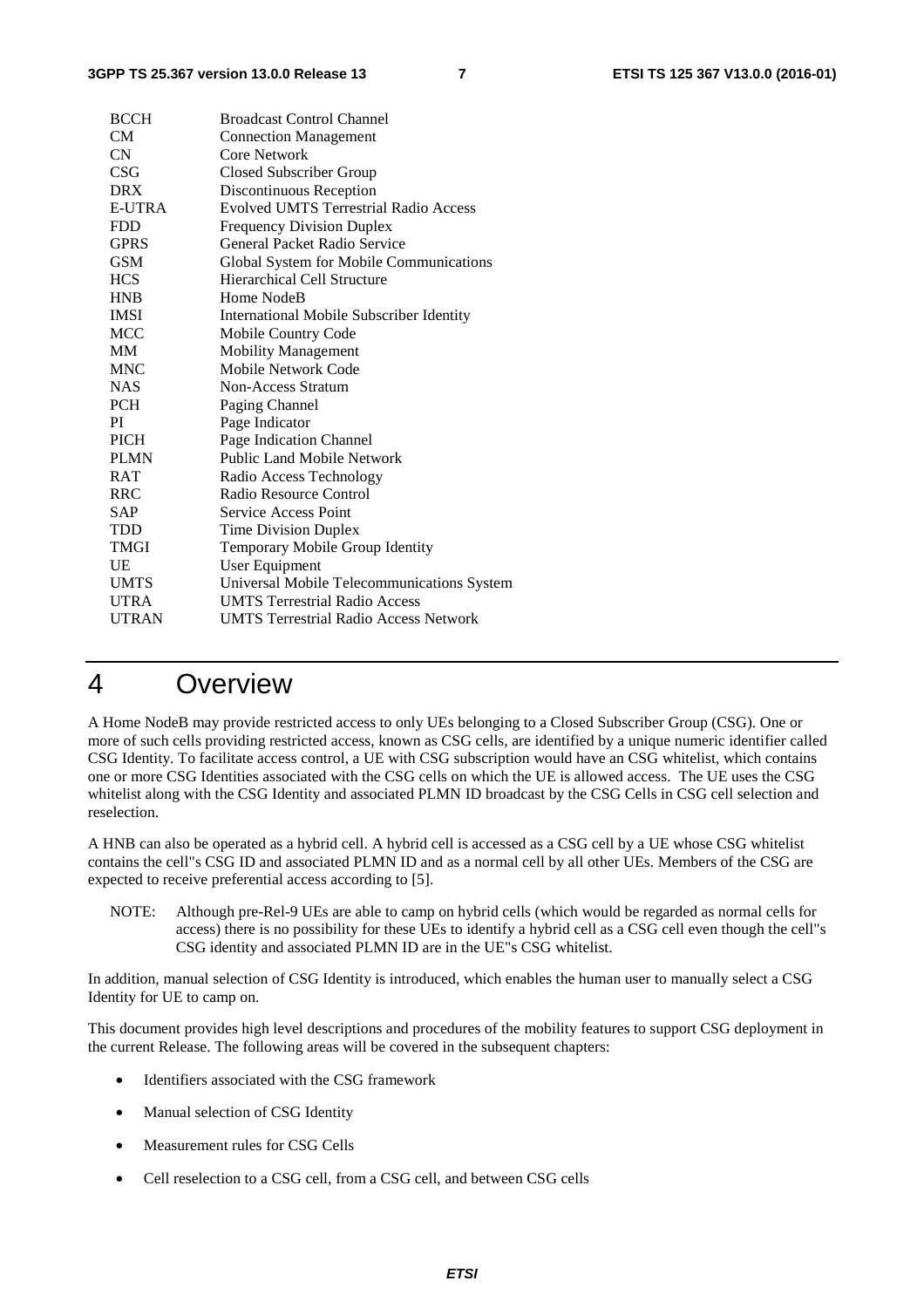| | |
|---|---|
| BCCH | Broadcast Control Channel |
| CM | Connection Management |
| CN | Core Network |
| CSG | Closed Subscriber Group |
| DRX | Discontinuous Reception |
| E-UTRA | Evolved UMTS Terrestrial Radio Access |
| FDD | Frequency Division Duplex |
| GPRS | General Packet Radio Service |
| GSM | Global System for Mobile Communications |
| HCS | Hierarchical Cell Structure |
| HNB | Home NodeB |
| IMSI | International Mobile Subscriber Identity |
| MCC | Mobile Country Code |
| MM | Mobility Management |
| MNC | Mobile Network Code |
| NAS | Non-Access Stratum |
| PCH | Paging Channel |
| PI | Page Indicator |
| PICH | Page Indication Channel |
| PLMN | Public Land Mobile Network |
| RAT | Radio Access Technology |
| RRC | Radio Resource Control |
| SAP | Service Access Point |
| TDD | Time Division Duplex |
| TMGI | Temporary Mobile Group Identity |
| UE | User Equipment |
| UMTS | Universal Mobile Telecommunications System |
| UTRA | UMTS Terrestrial Radio Access |
| UTRAN | UMTS Terrestrial Radio Access Network |

# 4 Overview

A Home NodeB may provide restricted access to only UEs belonging to a Closed Subscriber Group (CSG). One or more of such cells providing restricted access, known as CSG cells, are identified by a unique numeric identifier called CSG Identity. To facilitate access control, a UE with CSG subscription would have an CSG whitelist, which contains one or more CSG Identities associated with the CSG cells on which the UE is allowed access. The UE uses the CSG whitelist along with the CSG Identity and associated PLMN ID broadcast by the CSG Cells in CSG cell selection and reselection.

A HNB can also be operated as a hybrid cell. A hybrid cell is accessed as a CSG cell by a UE whose CSG whitelist contains the cell"s CSG ID and associated PLMN ID and as a normal cell by all other UEs. Members of the CSG are expected to receive preferential access according to [5].

NOTE: Although pre-Rel-9 UEs are able to camp on hybrid cells (which would be regarded as normal cells for access) there is no possibility for these UEs to identify a hybrid cell as a CSG cell even though the cell"s CSG identity and associated PLMN ID are in the UE"s CSG whitelist.

In addition, manual selection of CSG Identity is introduced, which enables the human user to manually select a CSG Identity for UE to camp on.

This document provides high level descriptions and procedures of the mobility features to support CSG deployment in the current Release. The following areas will be covered in the subsequent chapters:

- Identifiers associated with the CSG framework
- Manual selection of CSG Identity
- Measurement rules for CSG Cells
- Cell reselection to a CSG cell, from a CSG cell, and between CSG cells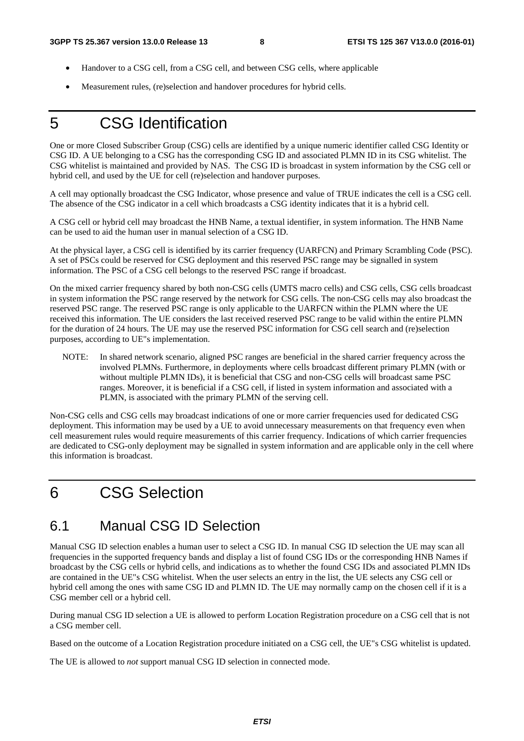- Handover to a CSG cell, from a CSG cell, and between CSG cells, where applicable
- Measurement rules, (re)selection and handover procedures for hybrid cells.

# 5 CSG Identification

One or more Closed Subscriber Group (CSG) cells are identified by a unique numeric identifier called CSG Identity or CSG ID. A UE belonging to a CSG has the corresponding CSG ID and associated PLMN ID in its CSG whitelist. The CSG whitelist is maintained and provided by NAS. The CSG ID is broadcast in system information by the CSG cell or hybrid cell, and used by the UE for cell (re)selection and handover purposes.

A cell may optionally broadcast the CSG Indicator, whose presence and value of TRUE indicates the cell is a CSG cell. The absence of the CSG indicator in a cell which broadcasts a CSG identity indicates that it is a hybrid cell.

A CSG cell or hybrid cell may broadcast the HNB Name, a textual identifier, in system information. The HNB Name can be used to aid the human user in manual selection of a CSG ID.

At the physical layer, a CSG cell is identified by its carrier frequency (UARFCN) and Primary Scrambling Code (PSC). A set of PSCs could be reserved for CSG deployment and this reserved PSC range may be signalled in system information. The PSC of a CSG cell belongs to the reserved PSC range if broadcast.

On the mixed carrier frequency shared by both non-CSG cells (UMTS macro cells) and CSG cells, CSG cells broadcast in system information the PSC range reserved by the network for CSG cells. The non-CSG cells may also broadcast the reserved PSC range. The reserved PSC range is only applicable to the UARFCN within the PLMN where the UE received this information. The UE considers the last received reserved PSC range to be valid within the entire PLMN for the duration of 24 hours. The UE may use the reserved PSC information for CSG cell search and (re)selection purposes, according to UE"s implementation.

NOTE: In shared network scenario, aligned PSC ranges are beneficial in the shared carrier frequency across the involved PLMNs. Furthermore, in deployments where cells broadcast different primary PLMN (with or without multiple PLMN IDs), it is beneficial that CSG and non-CSG cells will broadcast same PSC ranges. Moreover, it is beneficial if a CSG cell, if listed in system information and associated with a PLMN, is associated with the primary PLMN of the serving cell.

Non-CSG cells and CSG cells may broadcast indications of one or more carrier frequencies used for dedicated CSG deployment. This information may be used by a UE to avoid unnecessary measurements on that frequency even when cell measurement rules would require measurements of this carrier frequency. Indications of which carrier frequencies are dedicated to CSG-only deployment may be signalled in system information and are applicable only in the cell where this information is broadcast.

# 6 CSG Selection

## 6.1 Manual CSG ID Selection

Manual CSG ID selection enables a human user to select a CSG ID. In manual CSG ID selection the UE may scan all frequencies in the supported frequency bands and display a list of found CSG IDs or the corresponding HNB Names if broadcast by the CSG cells or hybrid cells, and indications as to whether the found CSG IDs and associated PLMN IDs are contained in the UE"s CSG whitelist. When the user selects an entry in the list, the UE selects any CSG cell or hybrid cell among the ones with same CSG ID and PLMN ID. The UE may normally camp on the chosen cell if it is a CSG member cell or a hybrid cell.

During manual CSG ID selection a UE is allowed to perform Location Registration procedure on a CSG cell that is not a CSG member cell.

Based on the outcome of a Location Registration procedure initiated on a CSG cell, the UE"s CSG whitelist is updated.

The UE is allowed to *not* support manual CSG ID selection in connected mode.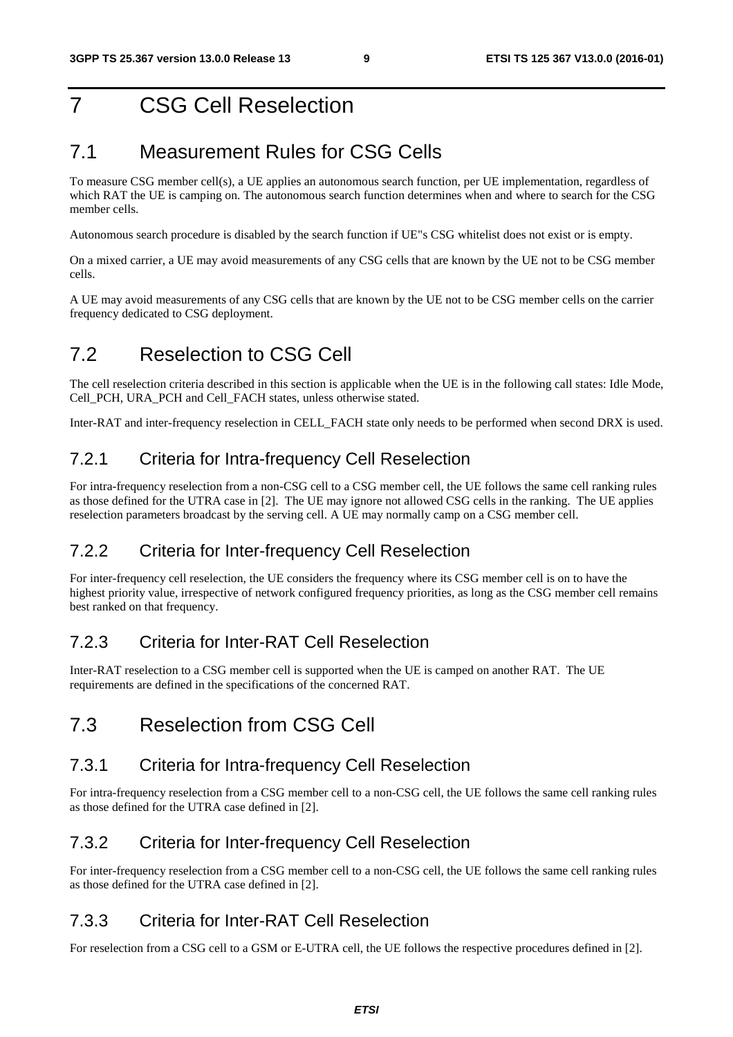# 7 CSG Cell Reselection

## 7.1 Measurement Rules for CSG Cells

To measure CSG member cell(s), a UE applies an autonomous search function, per UE implementation, regardless of which RAT the UE is camping on. The autonomous search function determines when and where to search for the CSG member cells.

Autonomous search procedure is disabled by the search function if UE"s CSG whitelist does not exist or is empty.

On a mixed carrier, a UE may avoid measurements of any CSG cells that are known by the UE not to be CSG member cells.

A UE may avoid measurements of any CSG cells that are known by the UE not to be CSG member cells on the carrier frequency dedicated to CSG deployment.

## 7.2 Reselection to CSG Cell

The cell reselection criteria described in this section is applicable when the UE is in the following call states: Idle Mode, Cell_PCH, URA_PCH and Cell_FACH states, unless otherwise stated.

Inter-RAT and inter-frequency reselection in CELL_FACH state only needs to be performed when second DRX is used.

### 7.2.1 Criteria for Intra-frequency Cell Reselection

For intra-frequency reselection from a non-CSG cell to a CSG member cell, the UE follows the same cell ranking rules as those defined for the UTRA case in [2]. The UE may ignore not allowed CSG cells in the ranking. The UE applies reselection parameters broadcast by the serving cell. A UE may normally camp on a CSG member cell.

### 7.2.2 Criteria for Inter-frequency Cell Reselection

For inter-frequency cell reselection, the UE considers the frequency where its CSG member cell is on to have the highest priority value, irrespective of network configured frequency priorities, as long as the CSG member cell remains best ranked on that frequency.

### 7.2.3 Criteria for Inter-RAT Cell Reselection

Inter-RAT reselection to a CSG member cell is supported when the UE is camped on another RAT. The UE requirements are defined in the specifications of the concerned RAT.

## 7.3 Reselection from CSG Cell

### 7.3.1 Criteria for Intra-frequency Cell Reselection

For intra-frequency reselection from a CSG member cell to a non-CSG cell, the UE follows the same cell ranking rules as those defined for the UTRA case defined in [2].

### 7.3.2 Criteria for Inter-frequency Cell Reselection

For inter-frequency reselection from a CSG member cell to a non-CSG cell, the UE follows the same cell ranking rules as those defined for the UTRA case defined in [2].

### 7.3.3 Criteria for Inter-RAT Cell Reselection

For reselection from a CSG cell to a GSM or E-UTRA cell, the UE follows the respective procedures defined in [2].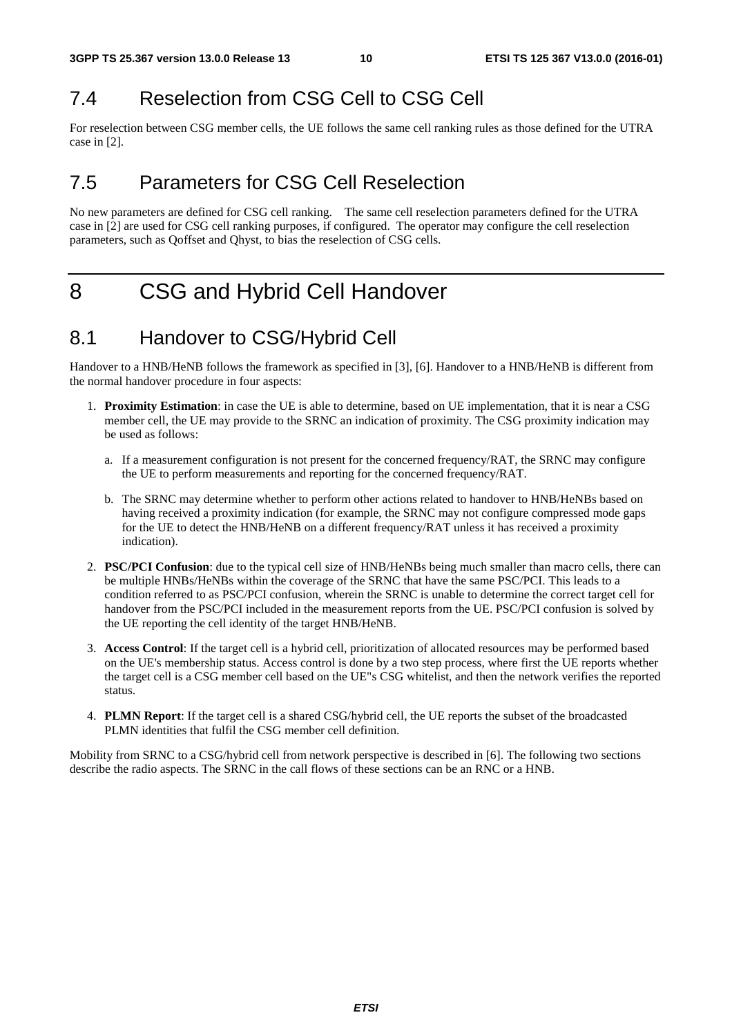## 7.4 Reselection from CSG Cell to CSG Cell

For reselection between CSG member cells, the UE follows the same cell ranking rules as those defined for the UTRA case in [2].

## 7.5 Parameters for CSG Cell Reselection

No new parameters are defined for CSG cell ranking. The same cell reselection parameters defined for the UTRA case in [2] are used for CSG cell ranking purposes, if configured. The operator may configure the cell reselection parameters, such as Qoffset and Qhyst, to bias the reselection of CSG cells.

# 8 CSG and Hybrid Cell Handover

## 8.1 Handover to CSG/Hybrid Cell

Handover to a HNB/HeNB follows the framework as specified in [3], [6]. Handover to a HNB/HeNB is different from the normal handover procedure in four aspects:

1. **Proximity Estimation**: in case the UE is able to determine, based on UE implementation, that it is near a CSG member cell, the UE may provide to the SRNC an indication of proximity. The CSG proximity indication may be used as follows:

    a. If a measurement configuration is not present for the concerned frequency/RAT, the SRNC may configure the UE to perform measurements and reporting for the concerned frequency/RAT.

    b. The SRNC may determine whether to perform other actions related to handover to HNB/HeNBs based on having received a proximity indication (for example, the SRNC may not configure compressed mode gaps for the UE to detect the HNB/HeNB on a different frequency/RAT unless it has received a proximity indication).

2. **PSC/PCI Confusion**: due to the typical cell size of HNB/HeNBs being much smaller than macro cells, there can be multiple HNBs/HeNBs within the coverage of the SRNC that have the same PSC/PCI. This leads to a condition referred to as PSC/PCI confusion, wherein the SRNC is unable to determine the correct target cell for handover from the PSC/PCI included in the measurement reports from the UE. PSC/PCI confusion is solved by the UE reporting the cell identity of the target HNB/HeNB.

3. **Access Control**: If the target cell is a hybrid cell, prioritization of allocated resources may be performed based on the UE's membership status. Access control is done by a two step process, where first the UE reports whether the target cell is a CSG member cell based on the UE"s CSG whitelist, and then the network verifies the reported status.

4. **PLMN Report**: If the target cell is a shared CSG/hybrid cell, the UE reports the subset of the broadcasted PLMN identities that fulfil the CSG member cell definition.

Mobility from SRNC to a CSG/hybrid cell from network perspective is described in [6]. The following two sections describe the radio aspects. The SRNC in the call flows of these sections can be an RNC or a HNB.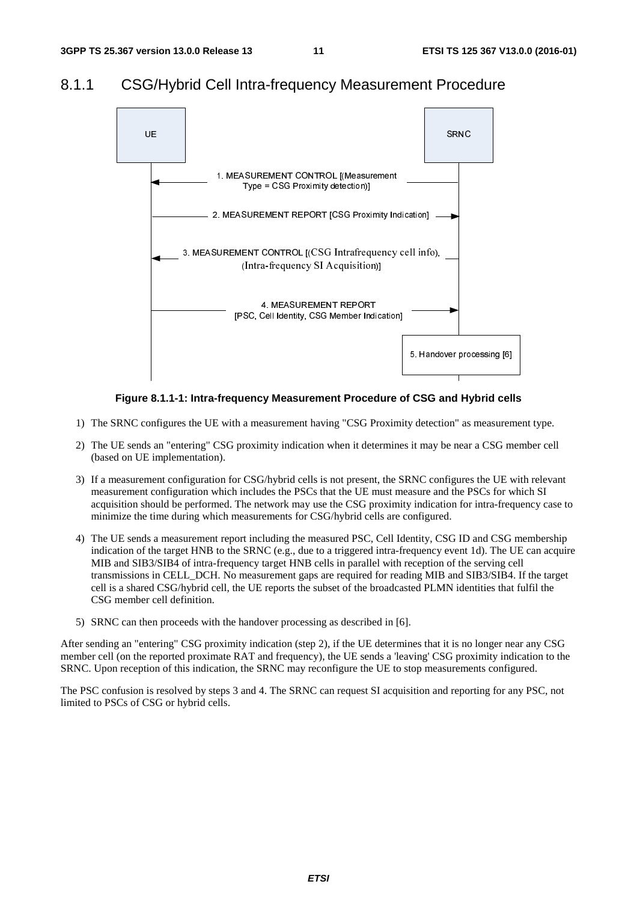### 8.1.1 CSG/Hybrid Cell Intra-frequency Measurement Procedure

**Figure 8.1.1-1: Intra-frequency Measurement Procedure of CSG and Hybrid cells**

1) The SRNC configures the UE with a measurement having "CSG Proximity detection" as measurement type.

2) The UE sends an "entering" CSG proximity indication when it determines it may be near a CSG member cell (based on UE implementation).

3) If a measurement configuration for CSG/hybrid cells is not present, the SRNC configures the UE with relevant measurement configuration which includes the PSCs that the UE must measure and the PSCs for which SI acquisition should be performed. The network may use the CSG proximity indication for intra-frequency case to minimize the time during which measurements for CSG/hybrid cells are configured.

4) The UE sends a measurement report including the measured PSC, Cell Identity, CSG ID and CSG membership indication of the target HNB to the SRNC (e.g., due to a triggered intra-frequency event 1d). The UE can acquire MIB and SIB3/SIB4 of intra-frequency target HNB cells in parallel with reception of the serving cell transmissions in CELL_DCH. No measurement gaps are required for reading MIB and SIB3/SIB4. If the target cell is a shared CSG/hybrid cell, the UE reports the subset of the broadcasted PLMN identities that fulfil the CSG member cell definition.

5) SRNC can then proceeds with the handover processing as described in [6].

After sending an "entering" CSG proximity indication (step 2), if the UE determines that it is no longer near any CSG member cell (on the reported proximate RAT and frequency), the UE sends a 'leaving' CSG proximity indication to the SRNC. Upon reception of this indication, the SRNC may reconfigure the UE to stop measurements configured.

The PSC confusion is resolved by steps 3 and 4. The SRNC can request SI acquisition and reporting for any PSC, not limited to PSCs of CSG or hybrid cells.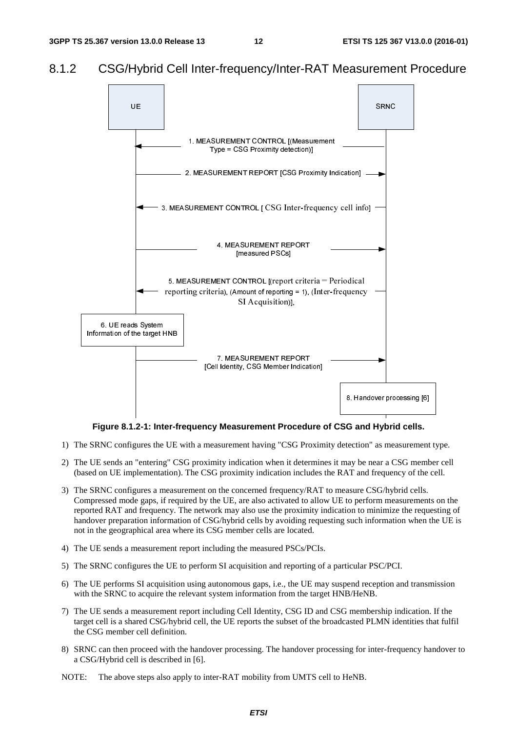## 8.1.2 CSG/Hybrid Cell Inter-frequency/Inter-RAT Measurement Procedure

**Figure 8.1.2-1: Inter-frequency Measurement Procedure of CSG and Hybrid cells.**

1) The SRNC configures the UE with a measurement having "CSG Proximity detection" as measurement type.

2) The UE sends an "entering" CSG proximity indication when it determines it may be near a CSG member cell (based on UE implementation). The CSG proximity indication includes the RAT and frequency of the cell.

3) The SRNC configures a measurement on the concerned frequency/RAT to measure CSG/hybrid cells. Compressed mode gaps, if required by the UE, are also activated to allow UE to perform measurements on the reported RAT and frequency. The network may also use the proximity indication to minimize the requesting of handover preparation information of CSG/hybrid cells by avoiding requesting such information when the UE is not in the geographical area where its CSG member cells are located.

4) The UE sends a measurement report including the measured PSCs/PCIs.

5) The SRNC configures the UE to perform SI acquisition and reporting of a particular PSC/PCI.

6) The UE performs SI acquisition using autonomous gaps, i.e., the UE may suspend reception and transmission with the SRNC to acquire the relevant system information from the target HNB/HeNB.

7) The UE sends a measurement report including Cell Identity, CSG ID and CSG membership indication. If the target cell is a shared CSG/hybrid cell, the UE reports the subset of the broadcasted PLMN identities that fulfil the CSG member cell definition.

8) SRNC can then proceed with the handover processing. The handover processing for inter-frequency handover to a CSG/Hybrid cell is described in [6].

NOTE: The above steps also apply to inter-RAT mobility from UMTS cell to HeNB.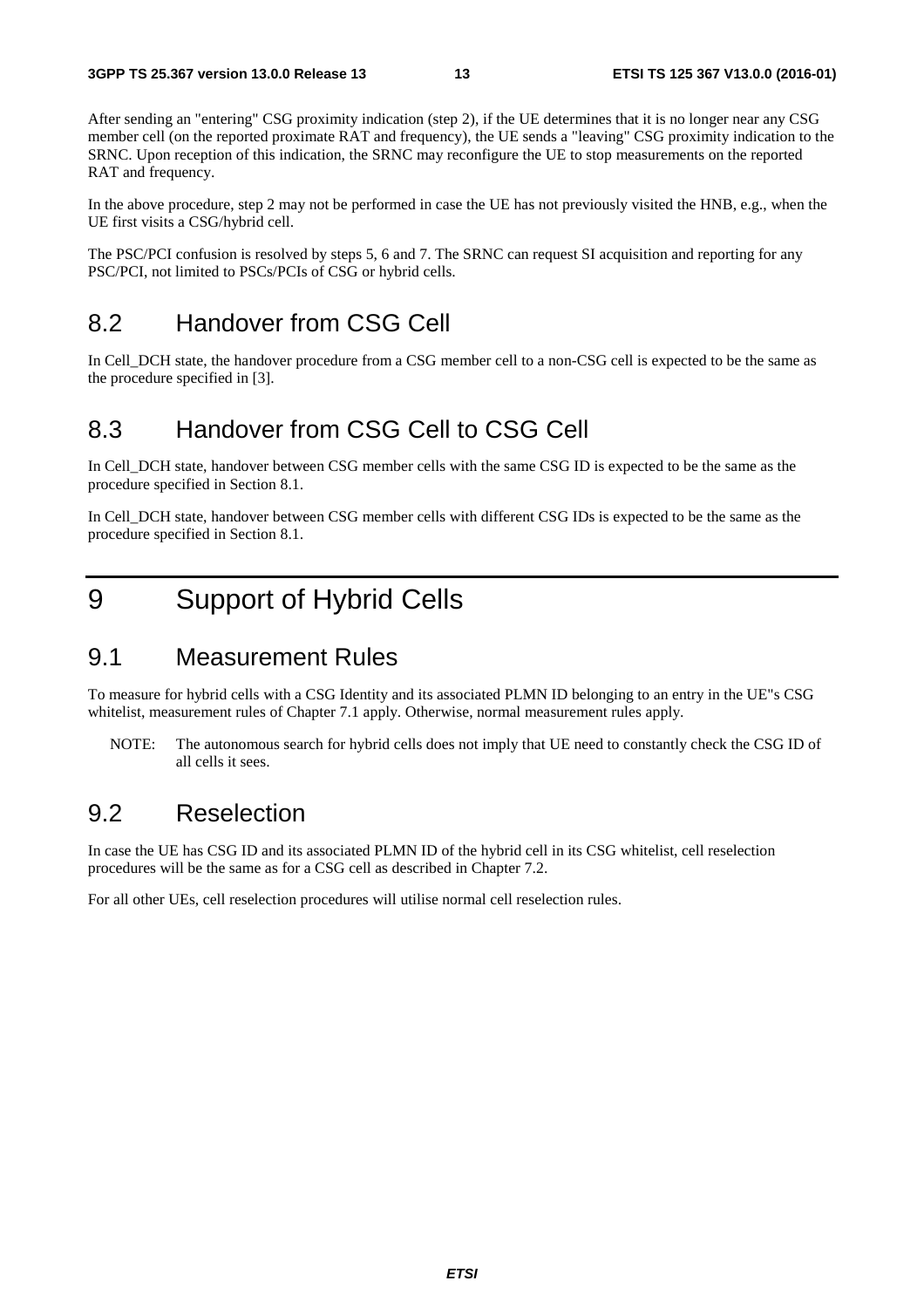After sending an "entering" CSG proximity indication (step 2), if the UE determines that it is no longer near any CSG member cell (on the reported proximate RAT and frequency), the UE sends a "leaving" CSG proximity indication to the SRNC. Upon reception of this indication, the SRNC may reconfigure the UE to stop measurements on the reported RAT and frequency.

In the above procedure, step 2 may not be performed in case the UE has not previously visited the HNB, e.g., when the UE first visits a CSG/hybrid cell.

The PSC/PCI confusion is resolved by steps 5, 6 and 7. The SRNC can request SI acquisition and reporting for any PSC/PCI, not limited to PSCs/PCIs of CSG or hybrid cells.

## 8.2 Handover from CSG Cell

In Cell_DCH state, the handover procedure from a CSG member cell to a non-CSG cell is expected to be the same as the procedure specified in [3].

## 8.3 Handover from CSG Cell to CSG Cell

In Cell_DCH state, handover between CSG member cells with the same CSG ID is expected to be the same as the procedure specified in Section 8.1.

In Cell_DCH state, handover between CSG member cells with different CSG IDs is expected to be the same as the procedure specified in Section 8.1.

# 9 Support of Hybrid Cells

## 9.1 Measurement Rules

To measure for hybrid cells with a CSG Identity and its associated PLMN ID belonging to an entry in the UE"s CSG whitelist, measurement rules of Chapter 7.1 apply. Otherwise, normal measurement rules apply.

NOTE: The autonomous search for hybrid cells does not imply that UE need to constantly check the CSG ID of all cells it sees.

## 9.2 Reselection

In case the UE has CSG ID and its associated PLMN ID of the hybrid cell in its CSG whitelist, cell reselection procedures will be the same as for a CSG cell as described in Chapter 7.2.

For all other UEs, cell reselection procedures will utilise normal cell reselection rules.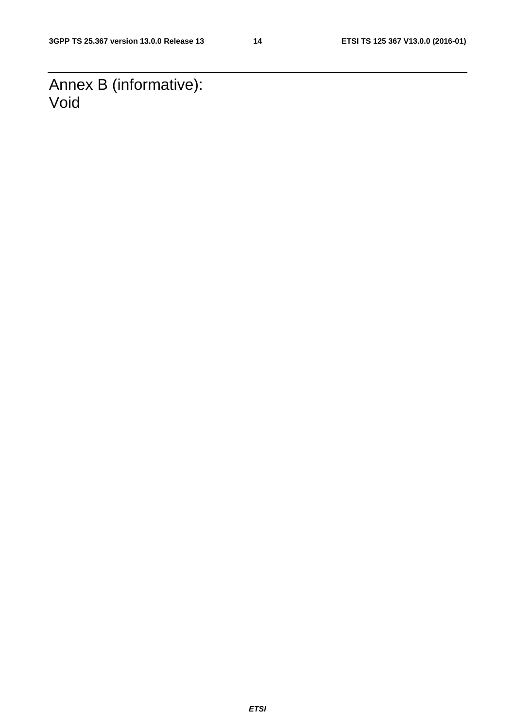# Annex B (informative): Void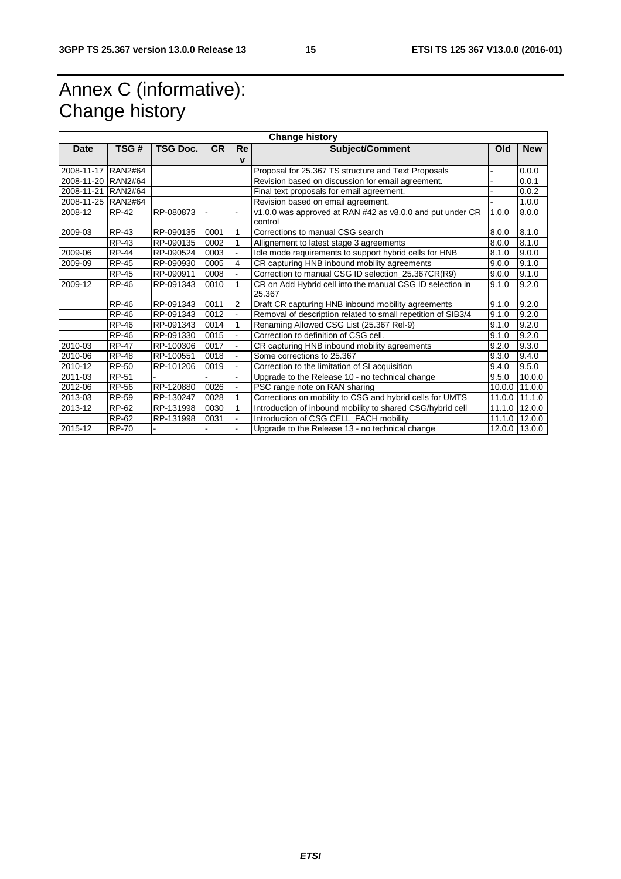# Annex C (informative): Change history

| Change history | | | | | | | |
|---|---|---|---|---|---|---|---|
| **Date** | **TSG #** | **TSG Doc.** | **CR** | **Rev** | **Subject/Comment** | **Old** | **New** |
| 2008-11-17 | RAN2#64 | | | | Proposal for 25.367 TS structure and Text Proposals | - | 0.0.0 |
| 2008-11-20 | RAN2#64 | | | | Revision based on discussion for email agreement. | - | 0.0.1 |
| 2008-11-21 | RAN2#64 | | | | Final text proposals for email agreement. | - | 0.0.2 |
| 2008-11-25 | RAN2#64 | | | | Revision based on email agreement. | - | 1.0.0 |
| 2008-12 | RP-42 | RP-080873 | - | - | v1.0.0 was approved at RAN #42 as v8.0.0 and put under CR control | 1.0.0 | 8.0.0 |
| 2009-03 | RP-43 | RP-090135 | 0001 | 1 | Corrections to manual CSG search | 8.0.0 | 8.1.0 |
| | RP-43 | RP-090135 | 0002 | 1 | Allignement to latest stage 3 agreements | 8.0.0 | 8.1.0 |
| 2009-06 | RP-44 | RP-090524 | 0003 | - | Idle mode requirements to support hybrid cells for HNB | 8.1.0 | 9.0.0 |
| 2009-09 | RP-45 | RP-090930 | 0005 | 4 | CR capturing HNB inbound mobility agreements | 9.0.0 | 9.1.0 |
| | RP-45 | RP-090911 | 0008 | - | Correction to manual CSG ID selection_25.367CR(R9) | 9.0.0 | 9.1.0 |
| 2009-12 | RP-46 | RP-091343 | 0010 | 1 | CR on Add Hybrid cell into the manual CSG ID selection in 25.367 | 9.1.0 | 9.2.0 |
| | RP-46 | RP-091343 | 0011 | 2 | Draft CR capturing HNB inbound mobility agreements | 9.1.0 | 9.2.0 |
| | RP-46 | RP-091343 | 0012 | - | Removal of description related to small repetition of SIB3/4 | 9.1.0 | 9.2.0 |
| | RP-46 | RP-091343 | 0014 | 1 | Renaming Allowed CSG List (25.367 Rel-9) | 9.1.0 | 9.2.0 |
| | RP-46 | RP-091330 | 0015 | - | Correction to definition of CSG cell. | 9.1.0 | 9.2.0 |
| 2010-03 | RP-47 | RP-100306 | 0017 | - | CR capturing HNB inbound mobility agreements | 9.2.0 | 9.3.0 |
| 2010-06 | RP-48 | RP-100551 | 0018 | - | Some corrections to 25.367 | 9.3.0 | 9.4.0 |
| 2010-12 | RP-50 | RP-101206 | 0019 | - | Correction to the limitation of SI acquisition | 9.4.0 | 9.5.0 |
| 2011-03 | RP-51 | - | - | - | Upgrade to the Release 10 - no technical change | 9.5.0 | 10.0.0 |
| 2012-06 | RP-56 | RP-120880 | 0026 | - | PSC range note on RAN sharing | 10.0.0 | 11.0.0 |
| 2013-03 | RP-59 | RP-130247 | 0028 | 1 | Corrections on mobility to CSG and hybrid cells for UMTS | 11.0.0 | 11.1.0 |
| 2013-12 | RP-62 | RP-131998 | 0030 | 1 | Introduction of inbound mobility to shared CSG/hybrid cell | 11.1.0 | 12.0.0 |
| | RP-62 | RP-131998 | 0031 | - | Introduction of CSG CELL_FACH mobility | 11.1.0 | 12.0.0 |
| 2015-12 | RP-70 | - | - | - | Upgrade to the Release 13 - no technical change | 12.0.0 | 13.0.0 |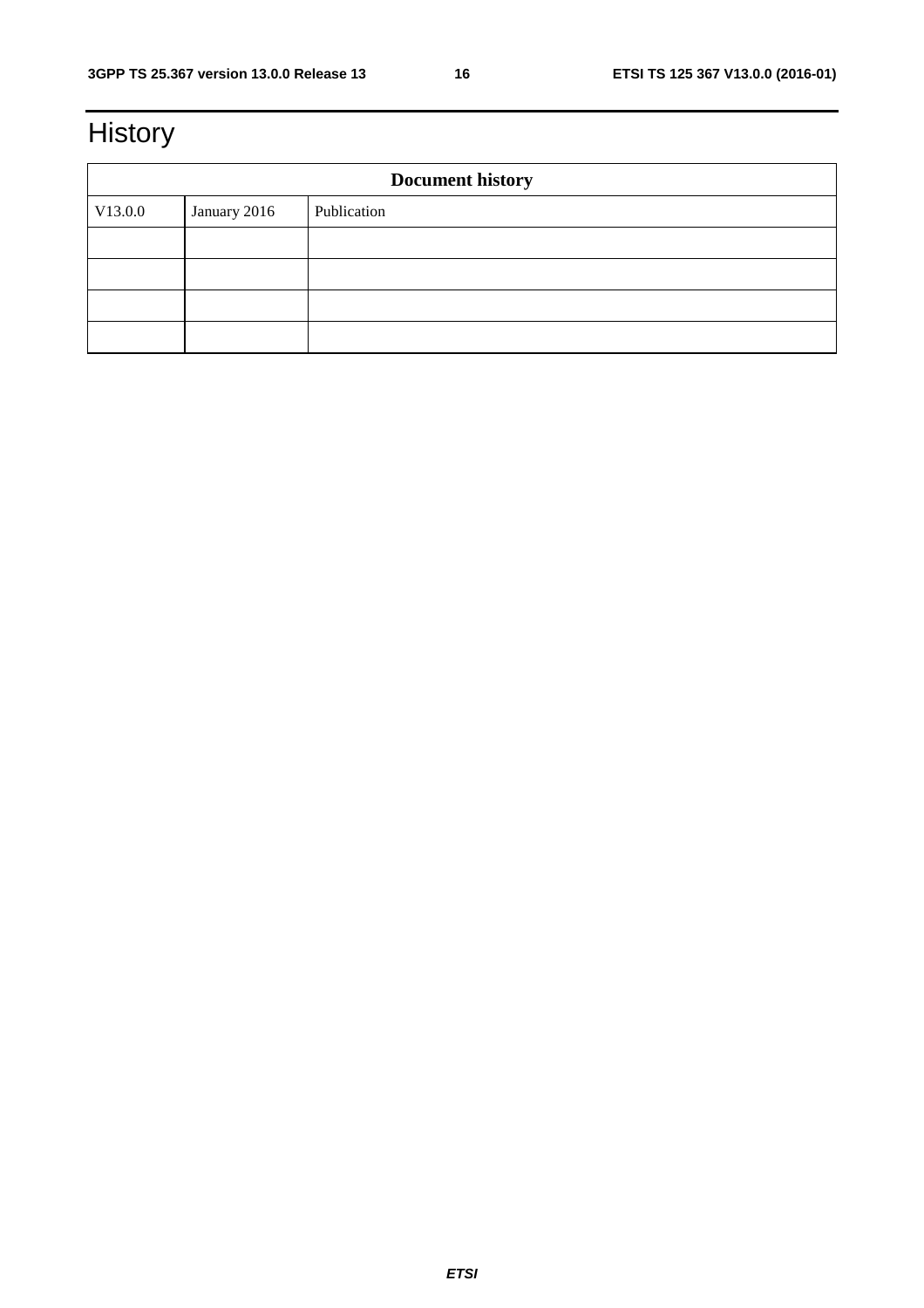# History

| Document history | | |
|---|---|---|
| V13.0.0 | January 2016 | Publication |
| | | |
| | | |
| | | |
| | | |